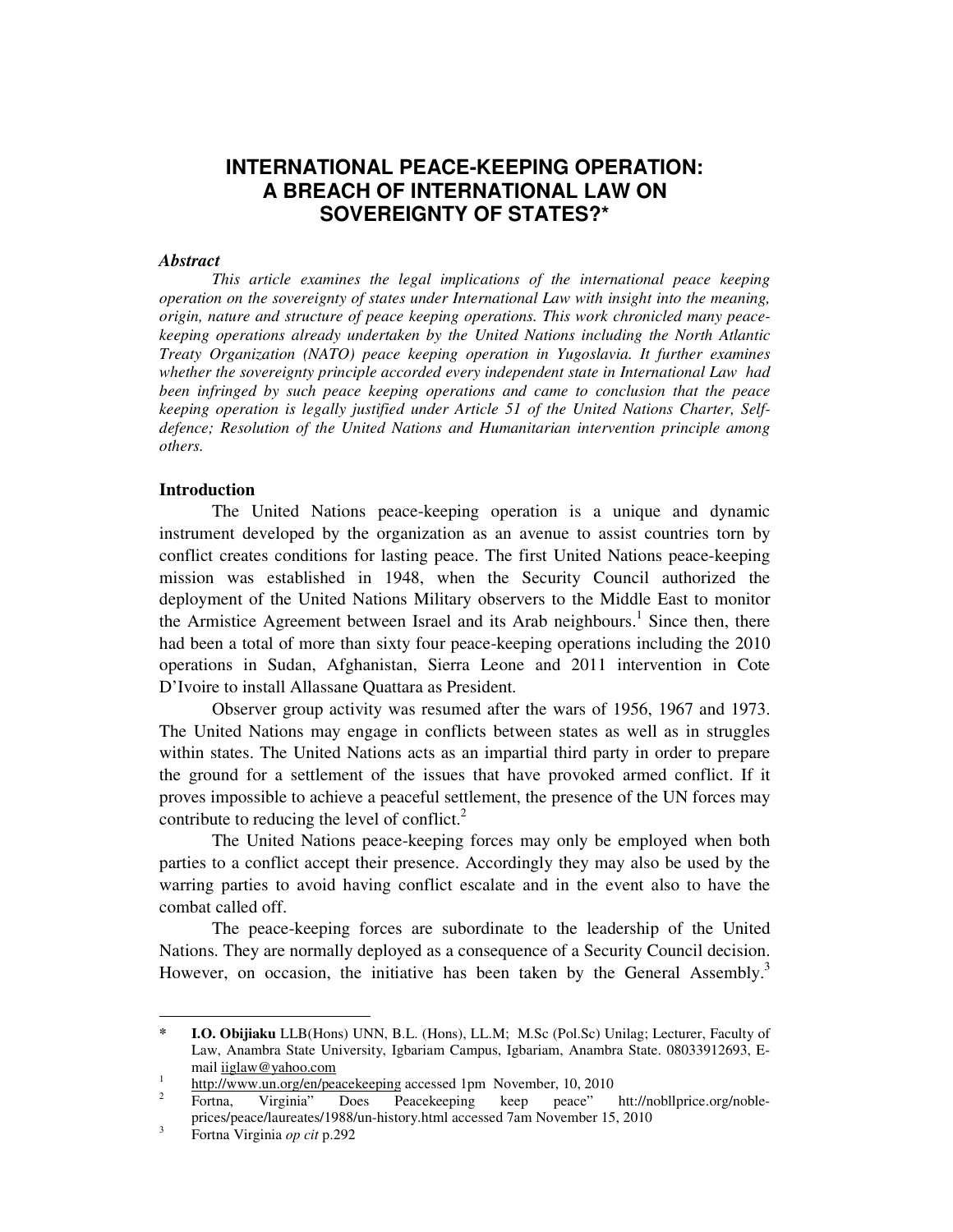# INTERNATIONAL PEACE-KEEPING OPERATION: A BREACH OF INTERNATIONAL LAW ON SOVEREIGNTY OF STATES?*

### *Abstract*

*This article examines the legal implications of the international peace keeping operation on the sovereignty of states under International Law with insight into the meaning, origin, nature and structure of peace keeping operations. This work chronicled many peace-keeping operations already undertaken by the United Nations including the North Atlantic Treaty Organization (NATO) peace keeping operation in Yugoslavia. It further examines whether the sovereignty principle accorded every independent state in International Law had been infringed by such peace keeping operations and came to conclusion that the peace keeping operation is legally justified under Article 51 of the United Nations Charter, Self-defence; Resolution of the United Nations and Humanitarian intervention principle among others.*

### Introduction

The United Nations peace-keeping operation is a unique and dynamic instrument developed by the organization as an avenue to assist countries torn by conflict creates conditions for lasting peace. The first United Nations peace-keeping mission was established in 1948, when the Security Council authorized the deployment of the United Nations Military observers to the Middle East to monitor the Armistice Agreement between Israel and its Arab neighbours.[1] Since then, there had been a total of more than sixty four peace-keeping operations including the 2010 operations in Sudan, Afghanistan, Sierra Leone and 2011 intervention in Cote D'Ivoire to install Allassane Quattara as President.

Observer group activity was resumed after the wars of 1956, 1967 and 1973. The United Nations may engage in conflicts between states as well as in struggles within states. The United Nations acts as an impartial third party in order to prepare the ground for a settlement of the issues that have provoked armed conflict. If it proves impossible to achieve a peaceful settlement, the presence of the UN forces may contribute to reducing the level of conflict.[2]

The United Nations peace-keeping forces may only be employed when both parties to a conflict accept their presence. Accordingly they may also be used by the warring parties to avoid having conflict escalate and in the event also to have the combat called off.

The peace-keeping forces are subordinate to the leadership of the United Nations. They are normally deployed as a consequence of a Security Council decision. However, on occasion, the initiative has been taken by the General Assembly.[3]

---

\* **I.O. Obijiaku** LLB(Hons) UNN, B.L. (Hons), LL.M; M.Sc (Pol.Sc) Unilag; Lecturer, Faculty of Law, Anambra State University, Igbariam Campus, Igbariam, Anambra State. 08033912693, E-mail iiglaw@yahoo.com

[1] http://www.un.org/en/peacekeeping accessed 1pm November, 10, 2010

[2] Fortna, Virginia" Does Peacekeeping keep peace" htt://nobllprice.org/noble-prices/peace/laureates/1988/un-history.html accessed 7am November 15, 2010

[3] Fortna Virginia *op cit* p.292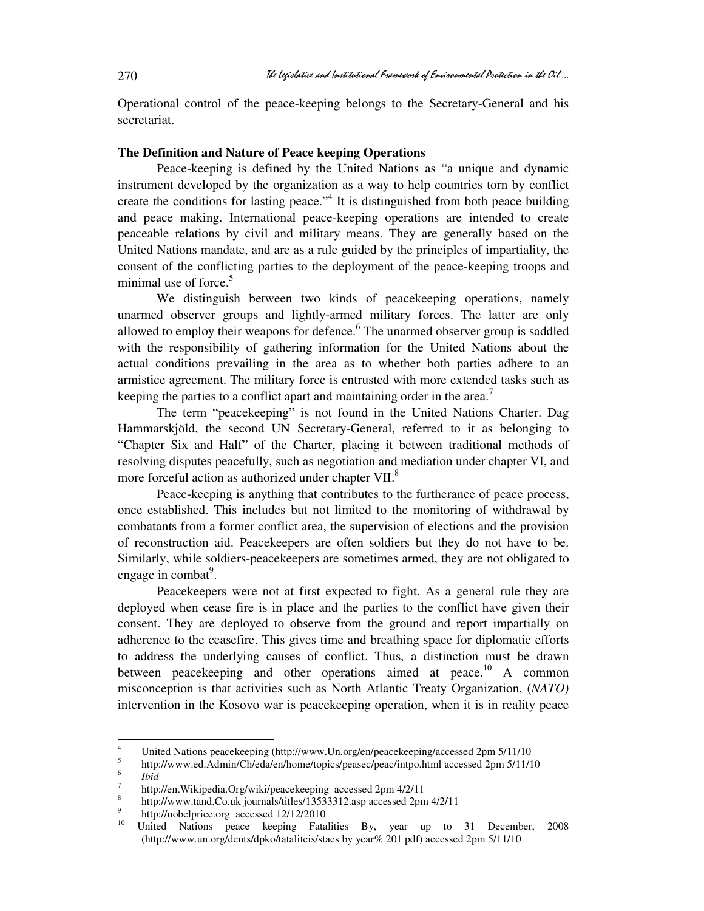Operational control of the peace-keeping belongs to the Secretary-General and his secretariat.

**The Definition and Nature of Peace keeping Operations**

Peace-keeping is defined by the United Nations as "a unique and dynamic instrument developed by the organization as a way to help countries torn by conflict create the conditions for lasting peace."[4] It is distinguished from both peace building and peace making. International peace-keeping operations are intended to create peaceable relations by civil and military means. They are generally based on the United Nations mandate, and are as a rule guided by the principles of impartiality, the consent of the conflicting parties to the deployment of the peace-keeping troops and minimal use of force.[5]

We distinguish between two kinds of peacekeeping operations, namely unarmed observer groups and lightly-armed military forces. The latter are only allowed to employ their weapons for defence.[6] The unarmed observer group is saddled with the responsibility of gathering information for the United Nations about the actual conditions prevailing in the area as to whether both parties adhere to an armistice agreement. The military force is entrusted with more extended tasks such as keeping the parties to a conflict apart and maintaining order in the area.[7]

The term "peacekeeping" is not found in the United Nations Charter. Dag Hammarskjöld, the second UN Secretary-General, referred to it as belonging to "Chapter Six and Half" of the Charter, placing it between traditional methods of resolving disputes peacefully, such as negotiation and mediation under chapter VI, and more forceful action as authorized under chapter VII.[8]

Peace-keeping is anything that contributes to the furtherance of peace process, once established. This includes but not limited to the monitoring of withdrawal by combatants from a former conflict area, the supervision of elections and the provision of reconstruction aid. Peacekeepers are often soldiers but they do not have to be. Similarly, while soldiers-peacekeepers are sometimes armed, they are not obligated to engage in combat[9].

Peacekeepers were not at first expected to fight. As a general rule they are deployed when cease fire is in place and the parties to the conflict have given their consent. They are deployed to observe from the ground and report impartially on adherence to the ceasefire. This gives time and breathing space for diplomatic efforts to address the underlying causes of conflict. Thus, a distinction must be drawn between peacekeeping and other operations aimed at peace.[10] A common misconception is that activities such as North Atlantic Treaty Organization, (*NATO)* intervention in the Kosovo war is peacekeeping operation, when it is in reality peace

---

[4] United Nations peacekeeping (http://www.Un.org/en/peacekeeping/accessed 2pm 5/11/10

[5] http://www.ed.Admin/Ch/eda/en/home/topics/peasec/peac/intpo.html accessed 2pm 5/11/10

[6] *Ibid*

[7] http://en.Wikipedia.Org/wiki/peacekeeping accessed 2pm 4/2/11

[8] http://www.tand.Co.uk journals/titles/13533312.asp accessed 2pm 4/2/11

[9] http://nobelprice.org accessed 12/12/2010

[10] United Nations peace keeping Fatalities By, year up to 31 December, 2008 (http://www.un.org/dents/dpko/tataliteis/staes by year% 201 pdf) accessed 2pm 5/11/10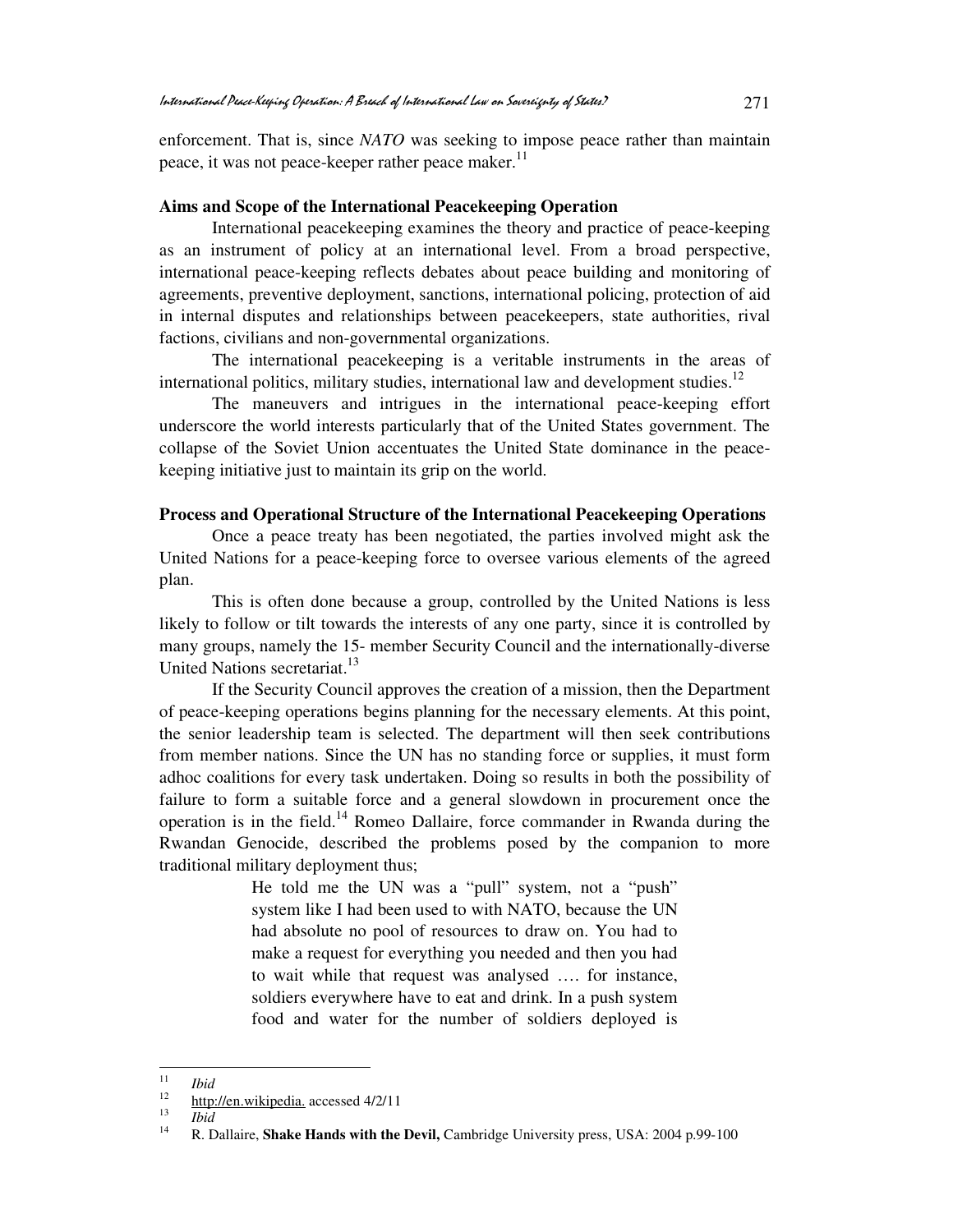enforcement. That is, since *NATO* was seeking to impose peace rather than maintain peace, it was not peace-keeper rather peace maker.[11]

**Aims and Scope of the International Peacekeeping Operation**

International peacekeeping examines the theory and practice of peace-keeping as an instrument of policy at an international level. From a broad perspective, international peace-keeping reflects debates about peace building and monitoring of agreements, preventive deployment, sanctions, international policing, protection of aid in internal disputes and relationships between peacekeepers, state authorities, rival factions, civilians and non-governmental organizations.

The international peacekeeping is a veritable instruments in the areas of international politics, military studies, international law and development studies.[12]

The maneuvers and intrigues in the international peace-keeping effort underscore the world interests particularly that of the United States government. The collapse of the Soviet Union accentuates the United State dominance in the peace-keeping initiative just to maintain its grip on the world.

**Process and Operational Structure of the International Peacekeeping Operations**

Once a peace treaty has been negotiated, the parties involved might ask the United Nations for a peace-keeping force to oversee various elements of the agreed plan.

This is often done because a group, controlled by the United Nations is less likely to follow or tilt towards the interests of any one party, since it is controlled by many groups, namely the 15- member Security Council and the internationally-diverse United Nations secretariat.[13]

If the Security Council approves the creation of a mission, then the Department of peace-keeping operations begins planning for the necessary elements. At this point, the senior leadership team is selected. The department will then seek contributions from member nations. Since the UN has no standing force or supplies, it must form adhoc coalitions for every task undertaken. Doing so results in both the possibility of failure to form a suitable force and a general slowdown in procurement once the operation is in the field.[14] Romeo Dallaire, force commander in Rwanda during the Rwandan Genocide, described the problems posed by the companion to more traditional military deployment thus;

> He told me the UN was a "pull" system, not a "push" system like I had been used to with NATO, because the UN had absolute no pool of resources to draw on. You had to make a request for everything you needed and then you had to wait while that request was analysed …. for instance, soldiers everywhere have to eat and drink. In a push system food and water for the number of soldiers deployed is

---

[11] *Ibid*

[12] http://en.wikipedia. accessed 4/2/11

[13] *Ibid*

[14] R. Dallaire, **Shake Hands with the Devil,** Cambridge University press, USA: 2004 p.99-100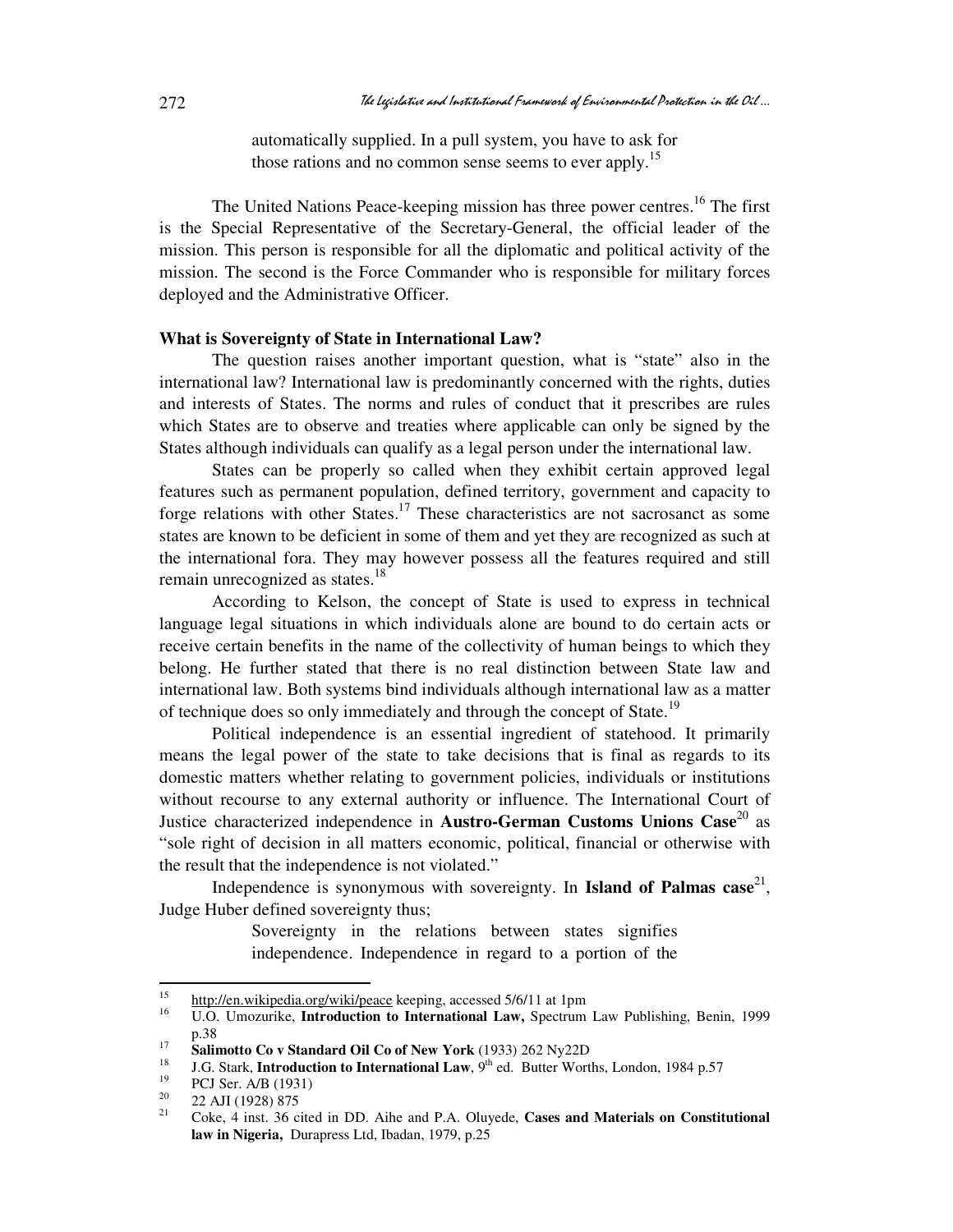automatically supplied. In a pull system, you have to ask for those rations and no common sense seems to ever apply.[15]

The United Nations Peace-keeping mission has three power centres.[16] The first is the Special Representative of the Secretary-General, the official leader of the mission. This person is responsible for all the diplomatic and political activity of the mission. The second is the Force Commander who is responsible for military forces deployed and the Administrative Officer.

**What is Sovereignty of State in International Law?**

The question raises another important question, what is "state" also in the international law? International law is predominantly concerned with the rights, duties and interests of States. The norms and rules of conduct that it prescribes are rules which States are to observe and treaties where applicable can only be signed by the States although individuals can qualify as a legal person under the international law.

States can be properly so called when they exhibit certain approved legal features such as permanent population, defined territory, government and capacity to forge relations with other States.[17] These characteristics are not sacrosanct as some states are known to be deficient in some of them and yet they are recognized as such at the international fora. They may however possess all the features required and still remain unrecognized as states.[18]

According to Kelson, the concept of State is used to express in technical language legal situations in which individuals alone are bound to do certain acts or receive certain benefits in the name of the collectivity of human beings to which they belong. He further stated that there is no real distinction between State law and international law. Both systems bind individuals although international law as a matter of technique does so only immediately and through the concept of State.[19]

Political independence is an essential ingredient of statehood. It primarily means the legal power of the state to take decisions that is final as regards to its domestic matters whether relating to government policies, individuals or institutions without recourse to any external authority or influence. The International Court of Justice characterized independence in **Austro-German Customs Unions Case**[20] as "sole right of decision in all matters economic, political, financial or otherwise with the result that the independence is not violated."

Independence is synonymous with sovereignty. In **Island of Palmas case**[21], Judge Huber defined sovereignty thus;

> Sovereignty in the relations between states signifies independence. Independence in regard to a portion of the

---

15 http://en.wikipedia.org/wiki/peace keeping, accessed 5/6/11 at 1pm

16 U.O. Umozurike, **Introduction to International Law,** Spectrum Law Publishing, Benin, 1999 p.38

17 **Salimotto Co v Standard Oil Co of New York** (1933) 262 Ny22D

18 J.G. Stark, **Introduction to International Law**, 9th ed. Butter Worths, London, 1984 p.57

19 PCJ Ser. A/B (1931)

20 22 AJI (1928) 875

21 Coke, 4 inst. 36 cited in DD. Aihe and P.A. Oluyede, **Cases and Materials on Constitutional law in Nigeria,** Durapress Ltd, Ibadan, 1979, p.25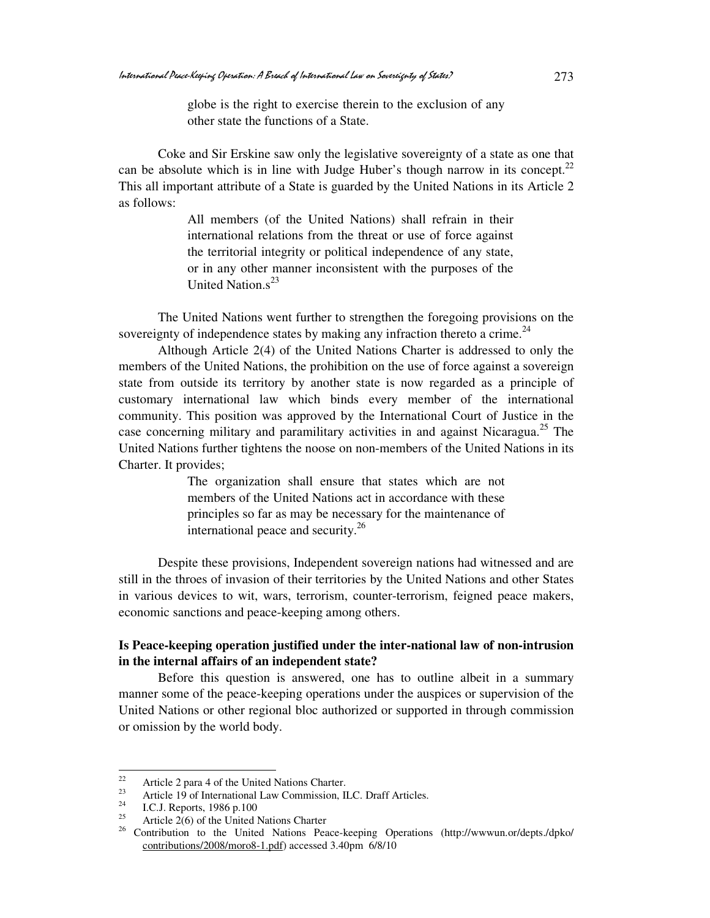globe is the right to exercise therein to the exclusion of any other state the functions of a State.

Coke and Sir Erskine saw only the legislative sovereignty of a state as one that can be absolute which is in line with Judge Huber's though narrow in its concept.[22] This all important attribute of a State is guarded by the United Nations in its Article 2 as follows:

> All members (of the United Nations) shall refrain in their international relations from the threat or use of force against the territorial integrity or political independence of any state, or in any other manner inconsistent with the purposes of the United Nation.s[23]

The United Nations went further to strengthen the foregoing provisions on the sovereignty of independence states by making any infraction thereto a crime.[24]

Although Article 2(4) of the United Nations Charter is addressed to only the members of the United Nations, the prohibition on the use of force against a sovereign state from outside its territory by another state is now regarded as a principle of customary international law which binds every member of the international community. This position was approved by the International Court of Justice in the case concerning military and paramilitary activities in and against Nicaragua.[25] The United Nations further tightens the noose on non-members of the United Nations in its Charter. It provides;

> The organization shall ensure that states which are not members of the United Nations act in accordance with these principles so far as may be necessary for the maintenance of international peace and security.[26]

Despite these provisions, Independent sovereign nations had witnessed and are still in the throes of invasion of their territories by the United Nations and other States in various devices to wit, wars, terrorism, counter-terrorism, feigned peace makers, economic sanctions and peace-keeping among others.

**Is Peace-keeping operation justified under the inter-national law of non-intrusion in the internal affairs of an independent state?**

Before this question is answered, one has to outline albeit in a summary manner some of the peace-keeping operations under the auspices or supervision of the United Nations or other regional bloc authorized or supported in through commission or omission by the world body.

---

[22] Article 2 para 4 of the United Nations Charter.

[23] Article 19 of International Law Commission, ILC. Draft Articles.

[24] I.C.J. Reports, 1986 p.100

[25] Article 2(6) of the United Nations Charter

[26] Contribution to the United Nations Peace-keeping Operations (http://wwwun.or/depts./dpko/contributions/2008/moro8-1.pdf) accessed 3.40pm 6/8/10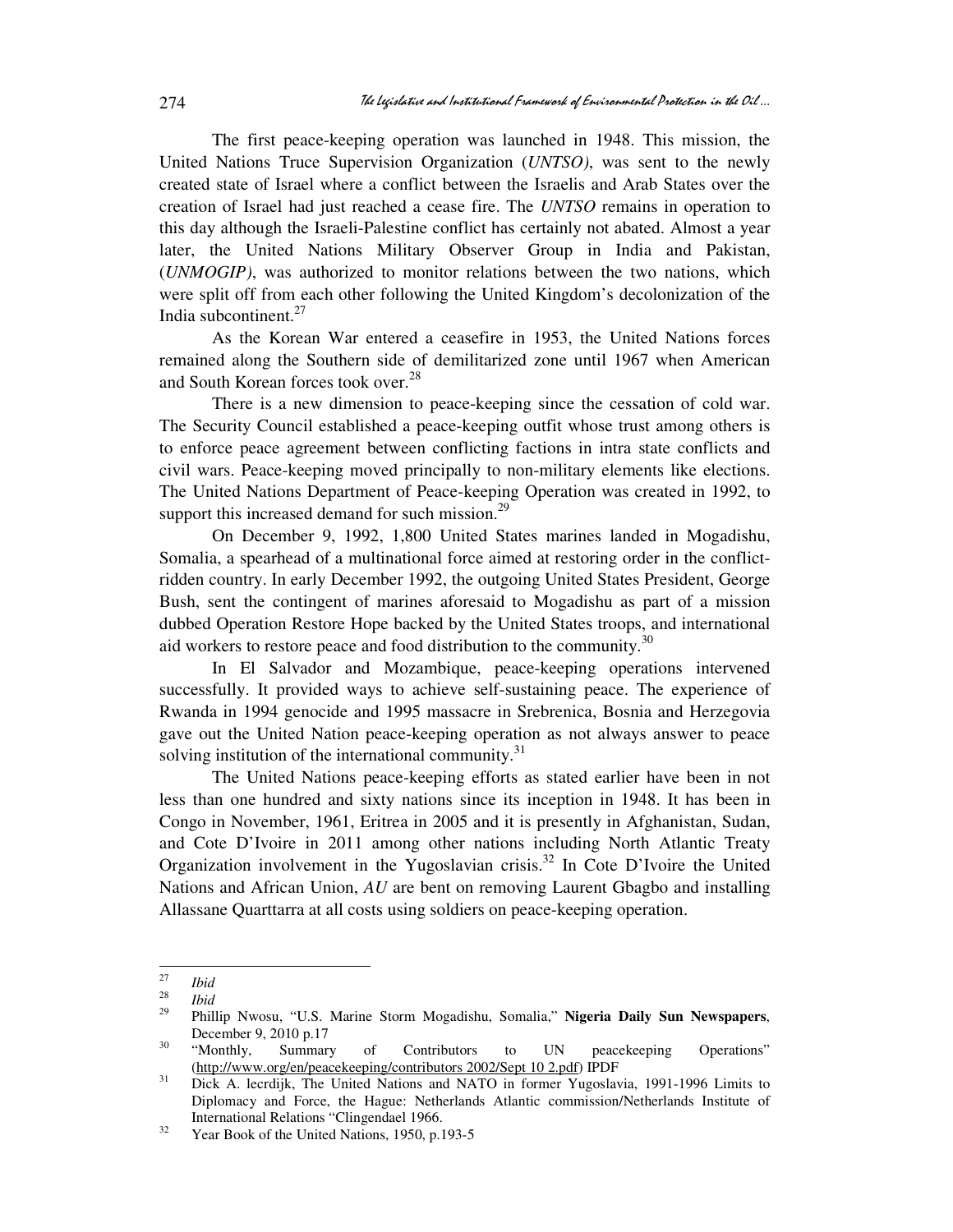The first peace-keeping operation was launched in 1948. This mission, the United Nations Truce Supervision Organization (*UNTSO)*, was sent to the newly created state of Israel where a conflict between the Israelis and Arab States over the creation of Israel had just reached a cease fire. The *UNTSO* remains in operation to this day although the Israeli-Palestine conflict has certainly not abated. Almost a year later, the United Nations Military Observer Group in India and Pakistan, (*UNMOGIP)*, was authorized to monitor relations between the two nations, which were split off from each other following the United Kingdom's decolonization of the India subcontinent.[27]

As the Korean War entered a ceasefire in 1953, the United Nations forces remained along the Southern side of demilitarized zone until 1967 when American and South Korean forces took over.[28]

There is a new dimension to peace-keeping since the cessation of cold war. The Security Council established a peace-keeping outfit whose trust among others is to enforce peace agreement between conflicting factions in intra state conflicts and civil wars. Peace-keeping moved principally to non-military elements like elections. The United Nations Department of Peace-keeping Operation was created in 1992, to support this increased demand for such mission.[29]

On December 9, 1992, 1,800 United States marines landed in Mogadishu, Somalia, a spearhead of a multinational force aimed at restoring order in the conflict-ridden country. In early December 1992, the outgoing United States President, George Bush, sent the contingent of marines aforesaid to Mogadishu as part of a mission dubbed Operation Restore Hope backed by the United States troops, and international aid workers to restore peace and food distribution to the community.[30]

In El Salvador and Mozambique, peace-keeping operations intervened successfully. It provided ways to achieve self-sustaining peace. The experience of Rwanda in 1994 genocide and 1995 massacre in Srebrenica, Bosnia and Herzegovia gave out the United Nation peace-keeping operation as not always answer to peace solving institution of the international community.[31]

The United Nations peace-keeping efforts as stated earlier have been in not less than one hundred and sixty nations since its inception in 1948. It has been in Congo in November, 1961, Eritrea in 2005 and it is presently in Afghanistan, Sudan, and Cote D'Ivoire in 2011 among other nations including North Atlantic Treaty Organization involvement in the Yugoslavian crisis.[32] In Cote D'Ivoire the United Nations and African Union, *AU* are bent on removing Laurent Gbagbo and installing Allassane Quarttarra at all costs using soldiers on peace-keeping operation.

---

[27] *Ibid*

[28] *Ibid*

[29] Phillip Nwosu, "U.S. Marine Storm Mogadishu, Somalia," **Nigeria Daily Sun Newspapers**, December 9, 2010 p.17

[30] "Monthly, Summary of Contributors to UN peacekeeping Operations" (http://www.org/en/peacekeeping/contributors 2002/Sept 10 2.pdf) IPDF

[31] Dick A. lecrdijk, The United Nations and NATO in former Yugoslavia, 1991-1996 Limits to Diplomacy and Force, the Hague: Netherlands Atlantic commission/Netherlands Institute of International Relations "Clingendael 1966.

[32] Year Book of the United Nations, 1950, p.193-5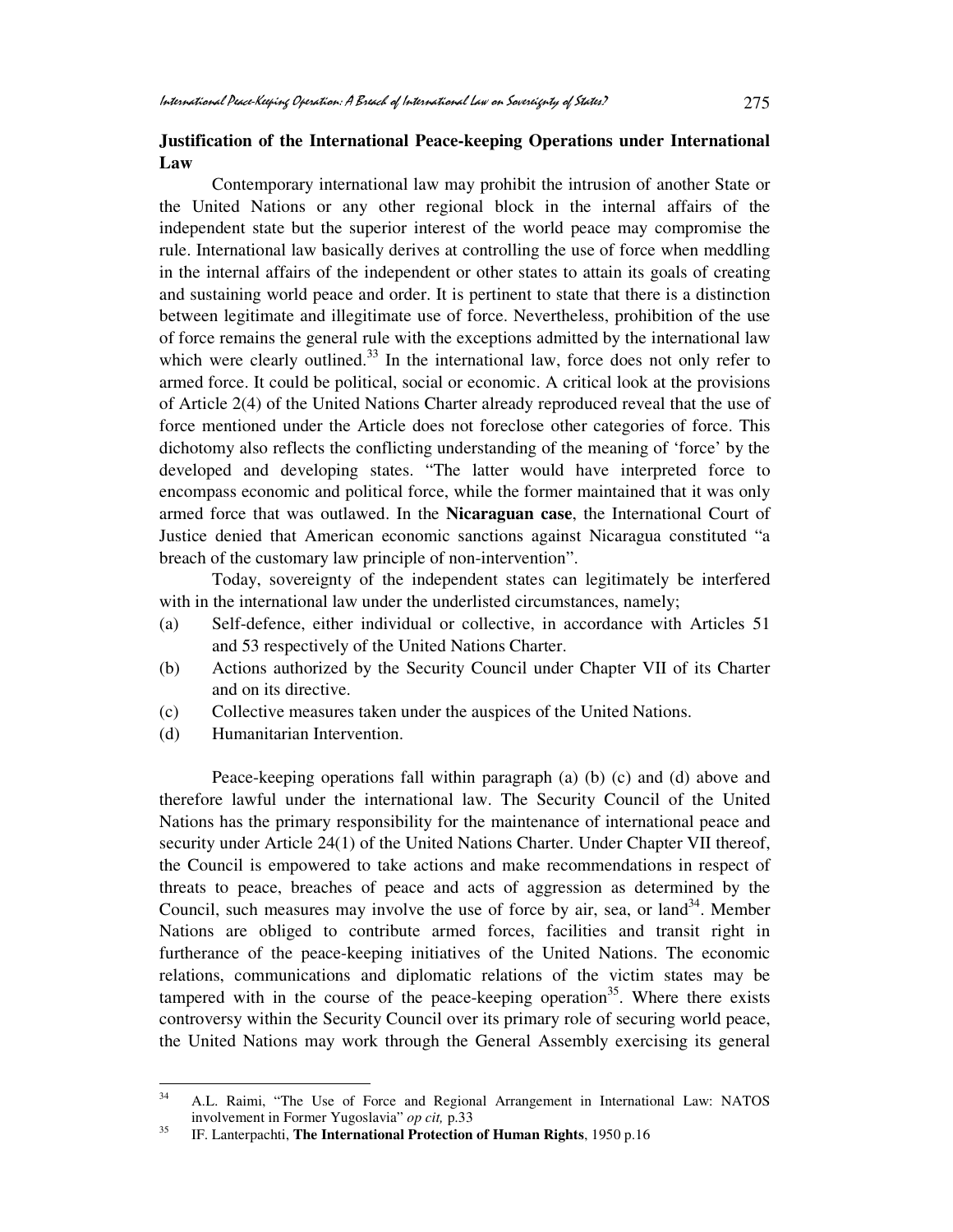## Justification of the International Peace-keeping Operations under International Law

Contemporary international law may prohibit the intrusion of another State or the United Nations or any other regional block in the internal affairs of the independent state but the superior interest of the world peace may compromise the rule. International law basically derives at controlling the use of force when meddling in the internal affairs of the independent or other states to attain its goals of creating and sustaining world peace and order. It is pertinent to state that there is a distinction between legitimate and illegitimate use of force. Nevertheless, prohibition of the use of force remains the general rule with the exceptions admitted by the international law which were clearly outlined.[33] In the international law, force does not only refer to armed force. It could be political, social or economic. A critical look at the provisions of Article 2(4) of the United Nations Charter already reproduced reveal that the use of force mentioned under the Article does not foreclose other categories of force. This dichotomy also reflects the conflicting understanding of the meaning of 'force' by the developed and developing states. "The latter would have interpreted force to encompass economic and political force, while the former maintained that it was only armed force that was outlawed. In the **Nicaraguan case**, the International Court of Justice denied that American economic sanctions against Nicaragua constituted "a breach of the customary law principle of non-intervention".

Today, sovereignty of the independent states can legitimately be interfered with in the international law under the underlisted circumstances, namely;

(a) Self-defence, either individual or collective, in accordance with Articles 51 and 53 respectively of the United Nations Charter.
(b) Actions authorized by the Security Council under Chapter VII of its Charter and on its directive.
(c) Collective measures taken under the auspices of the United Nations.
(d) Humanitarian Intervention.

Peace-keeping operations fall within paragraph (a) (b) (c) and (d) above and therefore lawful under the international law. The Security Council of the United Nations has the primary responsibility for the maintenance of international peace and security under Article 24(1) of the United Nations Charter. Under Chapter VII thereof, the Council is empowered to take actions and make recommendations in respect of threats to peace, breaches of peace and acts of aggression as determined by the Council, such measures may involve the use of force by air, sea, or land[34]. Member Nations are obliged to contribute armed forces, facilities and transit right in furtherance of the peace-keeping initiatives of the United Nations. The economic relations, communications and diplomatic relations of the victim states may be tampered with in the course of the peace-keeping operation[35]. Where there exists controversy within the Security Council over its primary role of securing world peace, the United Nations may work through the General Assembly exercising its general

---

[34] A.L. Raimi, "The Use of Force and Regional Arrangement in International Law: NATOS involvement in Former Yugoslavia" *op cit,* p.33

[35] IF. Lanterpachti, **The International Protection of Human Rights**, 1950 p.16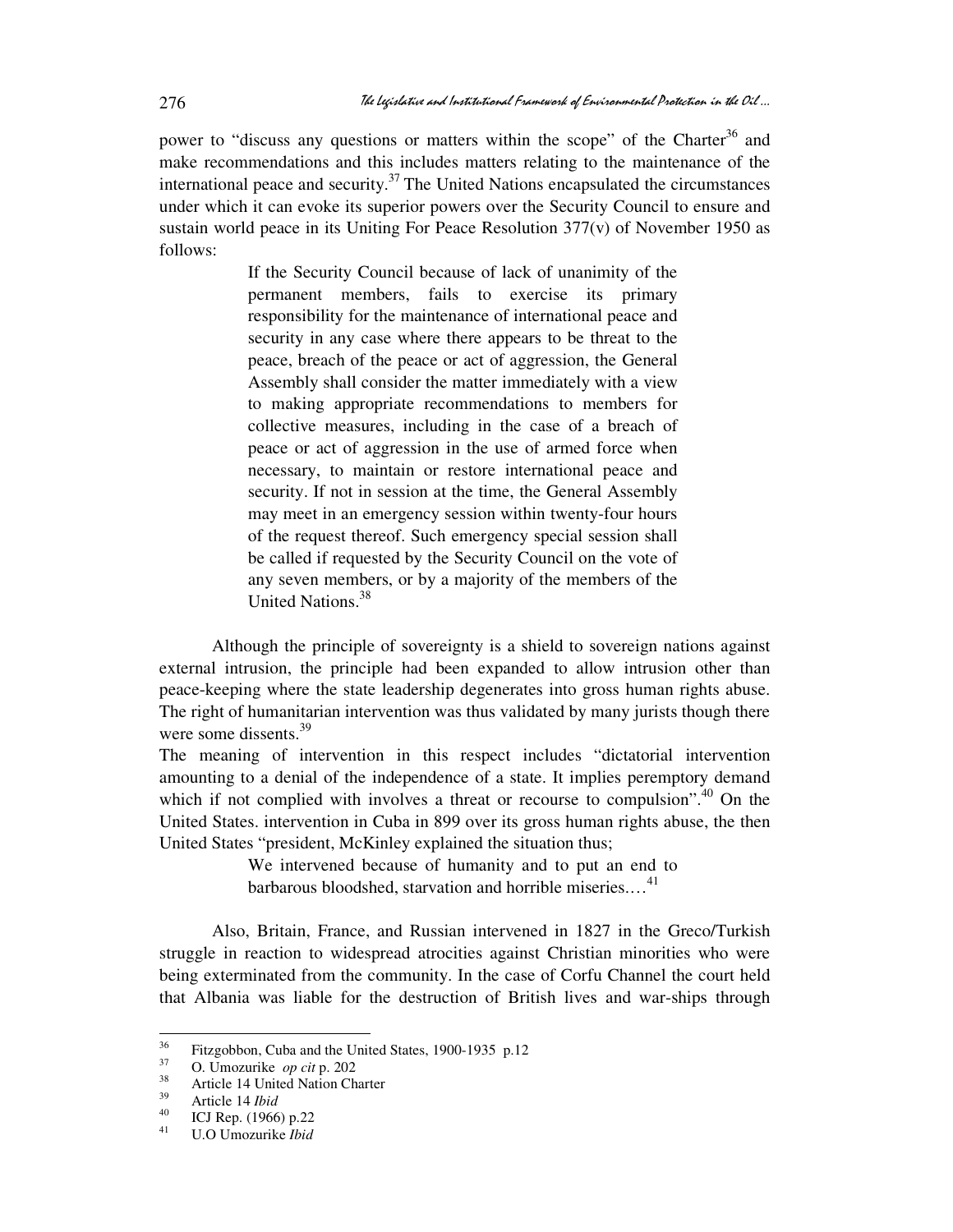power to "discuss any questions or matters within the scope" of the Charter[36] and make recommendations and this includes matters relating to the maintenance of the international peace and security.[37] The United Nations encapsulated the circumstances under which it can evoke its superior powers over the Security Council to ensure and sustain world peace in its Uniting For Peace Resolution 377(v) of November 1950 as follows:

> If the Security Council because of lack of unanimity of the permanent members, fails to exercise its primary responsibility for the maintenance of international peace and security in any case where there appears to be threat to the peace, breach of the peace or act of aggression, the General Assembly shall consider the matter immediately with a view to making appropriate recommendations to members for collective measures, including in the case of a breach of peace or act of aggression in the use of armed force when necessary, to maintain or restore international peace and security. If not in session at the time, the General Assembly may meet in an emergency session within twenty-four hours of the request thereof. Such emergency special session shall be called if requested by the Security Council on the vote of any seven members, or by a majority of the members of the United Nations.[38]

Although the principle of sovereignty is a shield to sovereign nations against external intrusion, the principle had been expanded to allow intrusion other than peace-keeping where the state leadership degenerates into gross human rights abuse. The right of humanitarian intervention was thus validated by many jurists though there were some dissents.[39]

The meaning of intervention in this respect includes "dictatorial intervention amounting to a denial of the independence of a state. It implies peremptory demand which if not complied with involves a threat or recourse to compulsion".[40] On the United States. intervention in Cuba in 899 over its gross human rights abuse, the then United States "president, McKinley explained the situation thus;

> We intervened because of humanity and to put an end to barbarous bloodshed, starvation and horrible miseries.…[41]

Also, Britain, France, and Russian intervened in 1827 in the Greco/Turkish struggle in reaction to widespread atrocities against Christian minorities who were being exterminated from the community. In the case of Corfu Channel the court held that Albania was liable for the destruction of British lives and war-ships through

---

[36] Fitzgobbon, Cuba and the United States, 1900-1935 p.12

[37] O. Umozurike *op cit* p. 202

[38] Article 14 United Nation Charter

[39] Article 14 *Ibid*

[40] ICJ Rep. (1966) p.22

[41] U.O Umozurike *Ibid*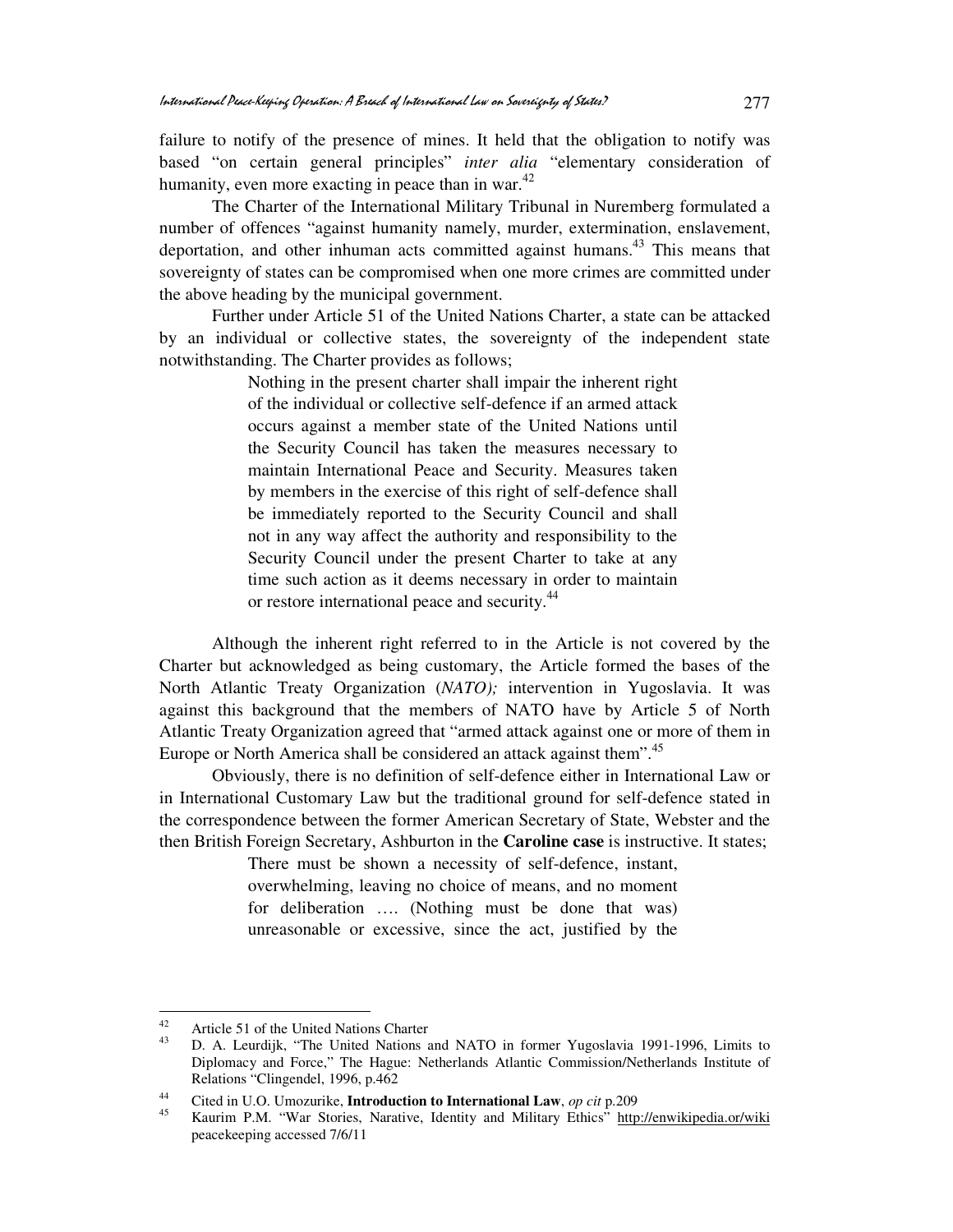failure to notify of the presence of mines. It held that the obligation to notify was based "on certain general principles" *inter alia* "elementary consideration of humanity, even more exacting in peace than in war.[42]

The Charter of the International Military Tribunal in Nuremberg formulated a number of offences "against humanity namely, murder, extermination, enslavement, deportation, and other inhuman acts committed against humans.[43] This means that sovereignty of states can be compromised when one more crimes are committed under the above heading by the municipal government.

Further under Article 51 of the United Nations Charter, a state can be attacked by an individual or collective states, the sovereignty of the independent state notwithstanding. The Charter provides as follows;

> Nothing in the present charter shall impair the inherent right of the individual or collective self-defence if an armed attack occurs against a member state of the United Nations until the Security Council has taken the measures necessary to maintain International Peace and Security. Measures taken by members in the exercise of this right of self-defence shall be immediately reported to the Security Council and shall not in any way affect the authority and responsibility to the Security Council under the present Charter to take at any time such action as it deems necessary in order to maintain or restore international peace and security.[44]

Although the inherent right referred to in the Article is not covered by the Charter but acknowledged as being customary, the Article formed the bases of the North Atlantic Treaty Organization (*NATO);* intervention in Yugoslavia. It was against this background that the members of NATO have by Article 5 of North Atlantic Treaty Organization agreed that "armed attack against one or more of them in Europe or North America shall be considered an attack against them".[45]

Obviously, there is no definition of self-defence either in International Law or in International Customary Law but the traditional ground for self-defence stated in the correspondence between the former American Secretary of State, Webster and the then British Foreign Secretary, Ashburton in the **Caroline case** is instructive. It states;

> There must be shown a necessity of self-defence, instant, overwhelming, leaving no choice of means, and no moment for deliberation …. (Nothing must be done that was) unreasonable or excessive, since the act, justified by the

---

[42] Article 51 of the United Nations Charter

[43] D. A. Leurdijk, "The United Nations and NATO in former Yugoslavia 1991-1996, Limits to Diplomacy and Force," The Hague: Netherlands Atlantic Commission/Netherlands Institute of Relations "Clingendel, 1996, p.462

[44] Cited in U.O. Umozurike, **Introduction to International Law**, *op cit* p.209

[45] Kaurim P.M. "War Stories, Narative, Identity and Military Ethics" http://enwikipedia.or/wiki peacekeeping accessed 7/6/11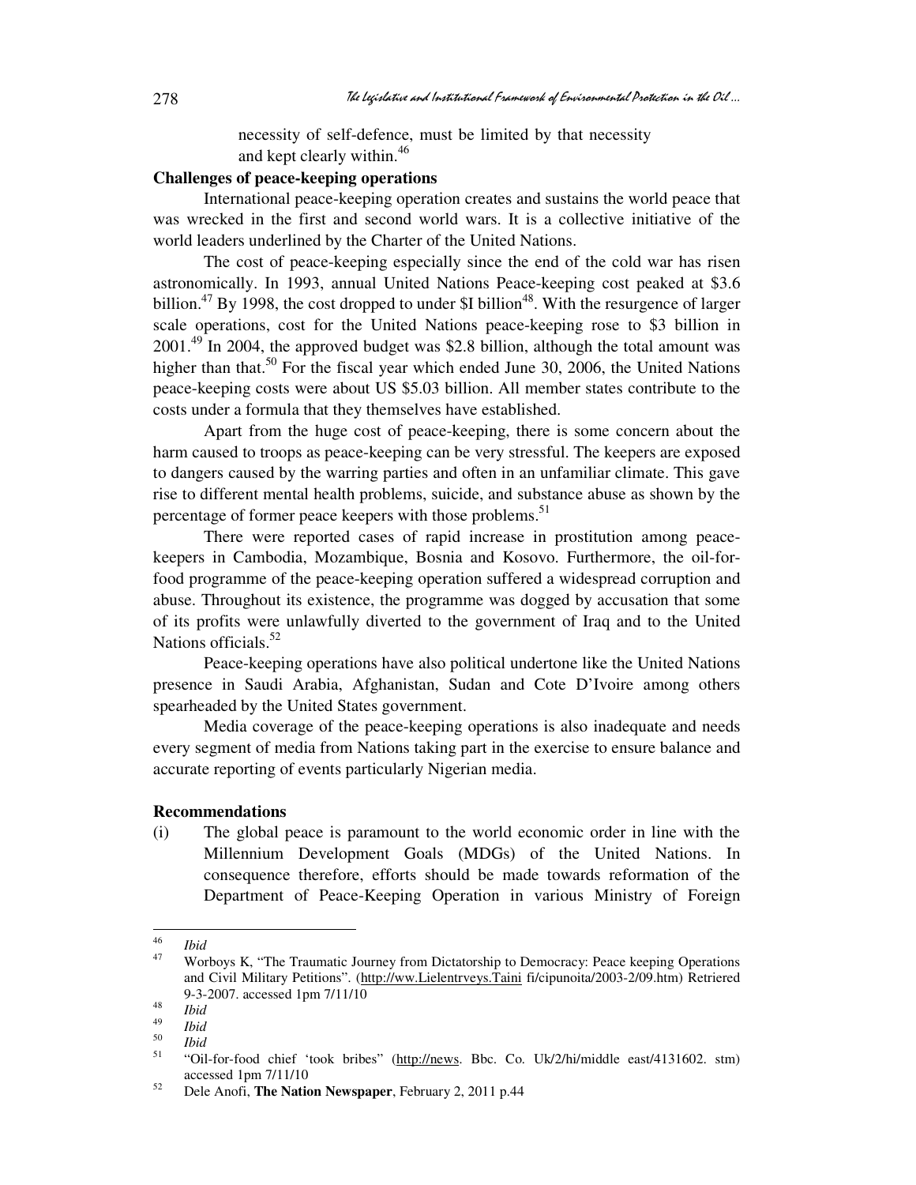necessity of self-defence, must be limited by that necessity and kept clearly within.[46]

**Challenges of peace-keeping operations**

International peace-keeping operation creates and sustains the world peace that was wrecked in the first and second world wars. It is a collective initiative of the world leaders underlined by the Charter of the United Nations.

The cost of peace-keeping especially since the end of the cold war has risen astronomically. In 1993, annual United Nations Peace-keeping cost peaked at $3.6 billion.[47] By 1998, the cost dropped to under $I billion[48]. With the resurgence of larger scale operations, cost for the United Nations peace-keeping rose to $3 billion in 2001.[49] In 2004, the approved budget was $2.8 billion, although the total amount was higher than that.[50] For the fiscal year which ended June 30, 2006, the United Nations peace-keeping costs were about US $5.03 billion. All member states contribute to the costs under a formula that they themselves have established.

Apart from the huge cost of peace-keeping, there is some concern about the harm caused to troops as peace-keeping can be very stressful. The keepers are exposed to dangers caused by the warring parties and often in an unfamiliar climate. This gave rise to different mental health problems, suicide, and substance abuse as shown by the percentage of former peace keepers with those problems.[51]

There were reported cases of rapid increase in prostitution among peace-keepers in Cambodia, Mozambique, Bosnia and Kosovo. Furthermore, the oil-for-food programme of the peace-keeping operation suffered a widespread corruption and abuse. Throughout its existence, the programme was dogged by accusation that some of its profits were unlawfully diverted to the government of Iraq and to the United Nations officials.[52]

Peace-keeping operations have also political undertone like the United Nations presence in Saudi Arabia, Afghanistan, Sudan and Cote D'Ivoire among others spearheaded by the United States government.

Media coverage of the peace-keeping operations is also inadequate and needs every segment of media from Nations taking part in the exercise to ensure balance and accurate reporting of events particularly Nigerian media.

**Recommendations**

(i) The global peace is paramount to the world economic order in line with the Millennium Development Goals (MDGs) of the United Nations. In consequence therefore, efforts should be made towards reformation of the Department of Peace-Keeping Operation in various Ministry of Foreign

---

[46] *Ibid*

[47] Worboys K, "The Traumatic Journey from Dictatorship to Democracy: Peace keeping Operations and Civil Military Petitions". (http://ww.Lielentrveys.Taini fi/cipunoita/2003-2/09.htm) Retriered 9-3-2007. accessed 1pm 7/11/10

[48] *Ibid*

[49] *Ibid*

[50] *Ibid*

[51] "Oil-for-food chief 'took bribes" (http://news. Bbc. Co. Uk/2/hi/middle east/4131602. stm) accessed 1pm 7/11/10

[52] Dele Anofi, **The Nation Newspaper**, February 2, 2011 p.44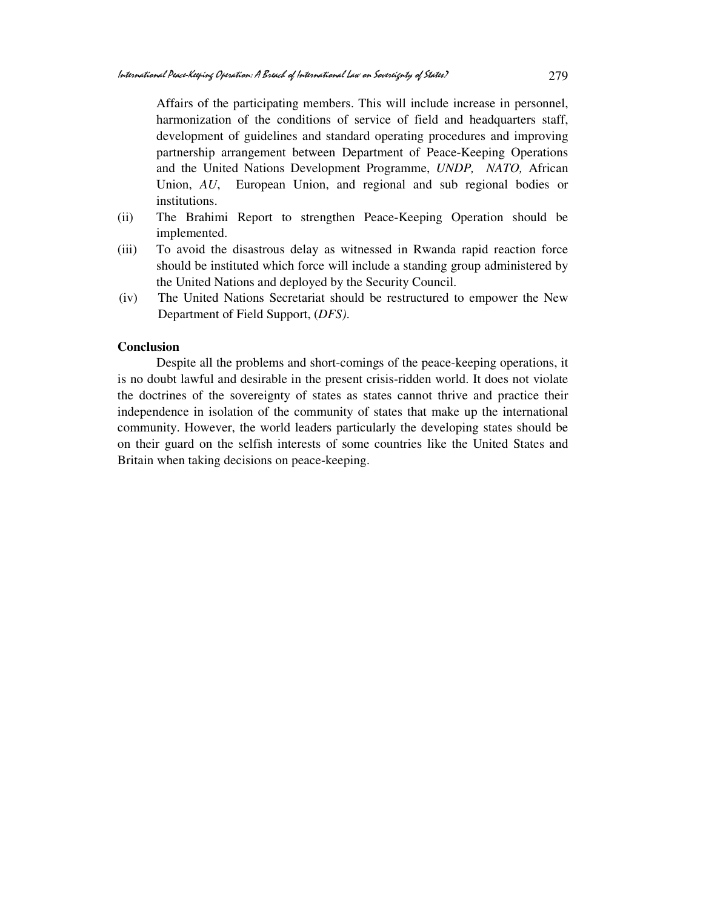Affairs of the participating members. This will include increase in personnel, harmonization of the conditions of service of field and headquarters staff, development of guidelines and standard operating procedures and improving partnership arrangement between Department of Peace-Keeping Operations and the United Nations Development Programme, *UNDP, NATO,* African Union, *AU*, European Union, and regional and sub regional bodies or institutions.

(ii) The Brahimi Report to strengthen Peace-Keeping Operation should be implemented.

(iii) To avoid the disastrous delay as witnessed in Rwanda rapid reaction force should be instituted which force will include a standing group administered by the United Nations and deployed by the Security Council.

(iv) The United Nations Secretariat should be restructured to empower the New Department of Field Support, (*DFS)*.

**Conclusion**

Despite all the problems and short-comings of the peace-keeping operations, it is no doubt lawful and desirable in the present crisis-ridden world. It does not violate the doctrines of the sovereignty of states as states cannot thrive and practice their independence in isolation of the community of states that make up the international community. However, the world leaders particularly the developing states should be on their guard on the selfish interests of some countries like the United States and Britain when taking decisions on peace-keeping.